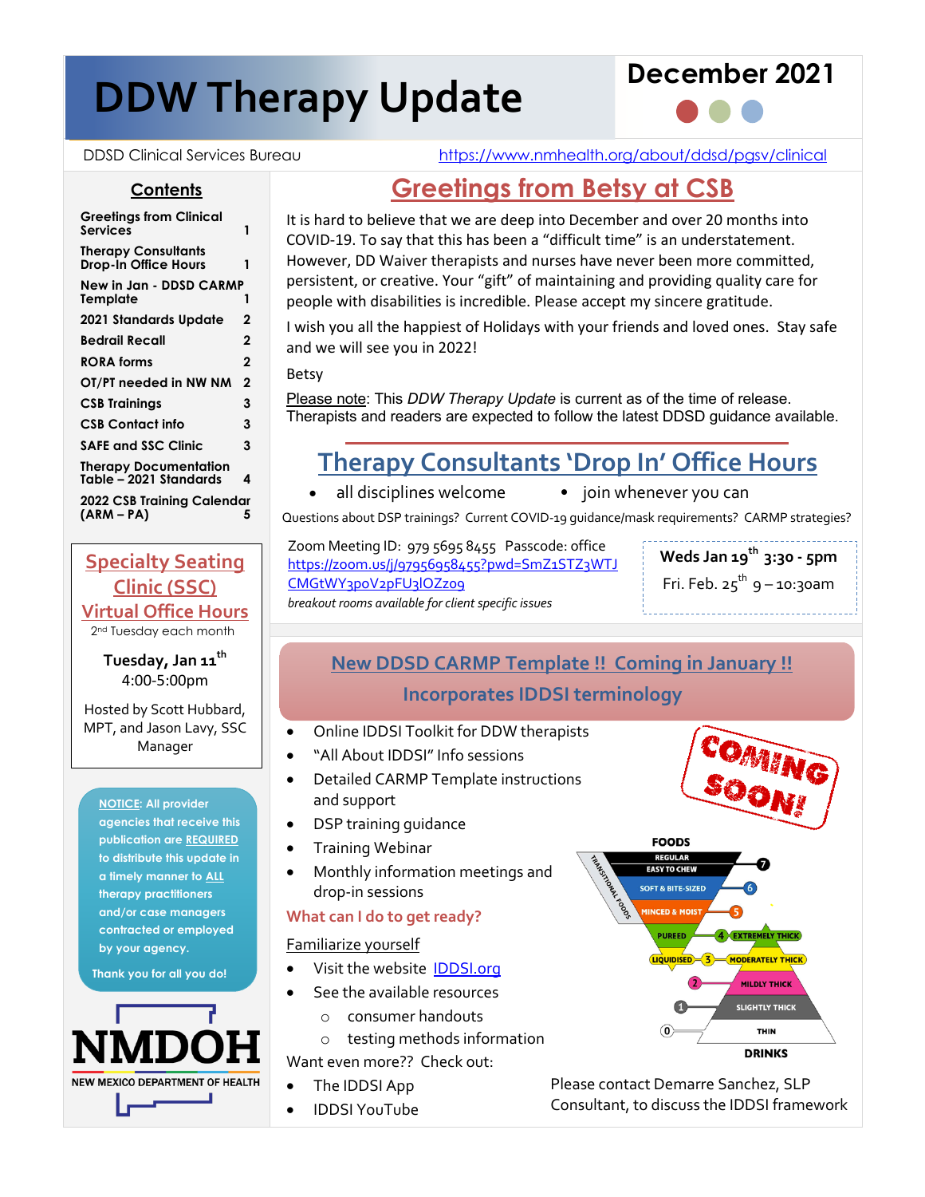# DDW Therapy Update

**December 2021**

DDSD Clinical Services Bureau https://www.nmhealth.org/about/ddsd/pgsv/clinical

## Contents

| | |
|---|---|
| Greetings from Clinical Services | 1 |
| Therapy Consultants Drop-In Office Hours | 1 |
| New in Jan - DDSD CARMP Template | 1 |
| 2021 Standards Update | 2 |
| Bedrail Recall | 2 |
| RORA forms | 2 |
| OT/PT needed in NW NM | 2 |
| CSB Trainings | 3 |
| CSB Contact info | 3 |
| SAFE and SSC Clinic | 3 |
| Therapy Documentation Table – 2021 Standards | 4 |
| 2022 CSB Training Calendar (ARM – PA) | 5 |

## Specialty Seating Clinic (SSC) Virtual Office Hours

2nd Tuesday each month

**Tuesday, Jan 11th**
4:00-5:00pm

Hosted by Scott Hubbard, MPT, and Jason Lavy, SSC Manager

NOTICE: All provider agencies that receive this publication are REQUIRED to distribute this update in a timely manner to ALL therapy practitioners and/or case managers contracted or employed by your agency.

Thank you for all you do!

NMDOH
NEW MEXICO DEPARTMENT OF HEALTH

## Greetings from Betsy at CSB

It is hard to believe that we are deep into December and over 20 months into COVID-19. To say that this has been a "difficult time" is an understatement. However, DD Waiver therapists and nurses have never been more committed, persistent, or creative. Your "gift" of maintaining and providing quality care for people with disabilities is incredible. Please accept my sincere gratitude.

I wish you all the happiest of Holidays with your friends and loved ones. Stay safe and we will see you in 2022!

Betsy

Please note: This *DDW Therapy Update* is current as of the time of release. Therapists and readers are expected to follow the latest DDSD guidance available.

## Therapy Consultants 'Drop In' Office Hours

- all disciplines welcome
- join whenever you can

Questions about DSP trainings? Current COVID-19 guidance/mask requirements? CARMP strategies?

Zoom Meeting ID: 979 5695 8455 Passcode: office
https://zoom.us/j/97956958455?pwd=SmZ1STZ3WTJCMGtWY3poV2pFU3lOZz09
*breakout rooms available for client specific issues*

**Weds Jan 19th 3:30 - 5pm**
Fri. Feb. 25th 9 – 10:30am

## New DDSD CARMP Template !! Coming in January !!

### Incorporates IDDSI terminology

COMING SOON!

- Online IDDSI Toolkit for DDW therapists
- "All About IDDSI" Info sessions
- Detailed CARMP Template instructions and support
- DSP training guidance
- Training Webinar
- Monthly information meetings and drop-in sessions

### What can I do to get ready?

Familiarize yourself

- Visit the website IDDSI.org
- See the available resources
  - consumer handouts
  - testing methods information

Want even more?? Check out:

- The IDDSI App
- IDDSI YouTube

FOODS: 7 REGULAR / EASY TO CHEW; 6 SOFT & BITE-SIZED; 5 MINCED & MOIST; 4 PUREED / EXTREMELY THICK; 3 LIQUIDISED / MODERATELY THICK; 2 MILDLY THICK; 1 SLIGHTLY THICK; 0 THIN; TRANSITIONAL FOODS; DRINKS

Please contact Demarre Sanchez, SLP Consultant, to discuss the IDDSI framework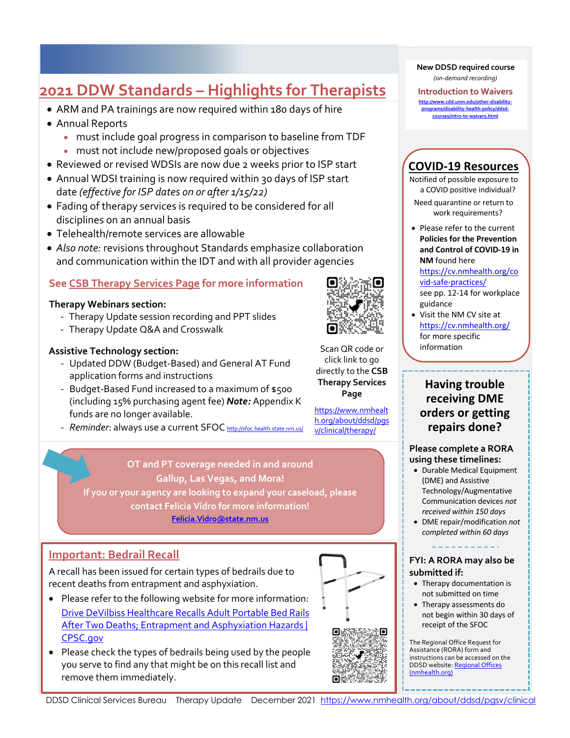# 2021 DDW Standards – Highlights for Therapists

- ARM and PA trainings are now required within 180 days of hire
- Annual Reports
  - must include goal progress in comparison to baseline from TDF
  - must not include new/proposed goals or objectives
- Reviewed or revised WDSIs are now due 2 weeks prior to ISP start
- Annual WDSI training is now required within 30 days of ISP start date *(effective for ISP dates on or after 1/15/22)*
- Fading of therapy services is required to be considered for all disciplines on an annual basis
- Telehealth/remote services are allowable
- *Also note:* revisions throughout Standards emphasize collaboration and communication within the IDT and with all provider agencies

## See CSB Therapy Services Page for more information

**Therapy Webinars section:**

- Therapy Update session recording and PPT slides
- Therapy Update Q&A and Crosswalk

**Assistive Technology section:**

- Updated DDW (Budget-Based) and General AT Fund application forms and instructions
- Budget-Based Fund increased to a maximum of $500 (including 15% purchasing agent fee) ***Note:*** Appendix K funds are no longer available.
- *Reminder*: always use a current SFOC http://sfoc.health.state.nm.us/

Scan QR code or click link to go directly to the **CSB Therapy Services Page**

https://www.nmhealth.org/about/ddsd/pgsv/clinical/therapy/

**OT and PT coverage needed in and around Gallup, Las Vegas, and Mora!**
**If you or your agency are looking to expand your caseload, please contact Felicia Vidro for more information!**
**Felicia.Vidro@state.nm.us**

## Important: Bedrail Recall

A recall has been issued for certain types of bedrails due to recent deaths from entrapment and asphyxiation.

- Please refer to the following website for more information: Drive DeVilbiss Healthcare Recalls Adult Portable Bed Rails After Two Deaths; Entrapment and Asphyxiation Hazards | CPSC.gov
- Please check the types of bedrails being used by the people you serve to find any that might be on this recall list and remove them immediately.

**New DDSD required course**
*(on-demand recording)*

**Introduction to Waivers**
http://www.cdd.unm.edu/other-disability-programs/disability-health-policy/ddsd-courses/intro-to-waivers.html

## COVID-19 Resources

Notified of possible exposure to a COVID positive individual?

Need quarantine or return to work requirements?

- Please refer to the current **Policies for the Prevention and Control of COVID-19 in NM** found here https://cv.nmhealth.org/covid-safe-practices/ see pp. 12-14 for workplace guidance
- Visit the NM CV site at https://cv.nmhealth.org/ for more specific information

## Having trouble receiving DME orders or getting repairs done?

**Please complete a RORA using these timelines:**

- Durable Medical Equipment (DME) and Assistive Technology/Augmentative Communication devices *not received within 150 days*
- DME repair/modification *not completed within 60 days*

**FYI: A RORA may also be submitted if:**

- Therapy documentation is not submitted on time
- Therapy assessments do not begin within 30 days of receipt of the SFOC

The Regional Office Request for Assistance (RORA) form and instructions can be accessed on the DDSD website: Regional Offices (nmhealth.org)

DDSD Clinical Services Bureau Therapy Update December 2021 https://www.nmhealth.org/about/ddsd/pgsv/clinical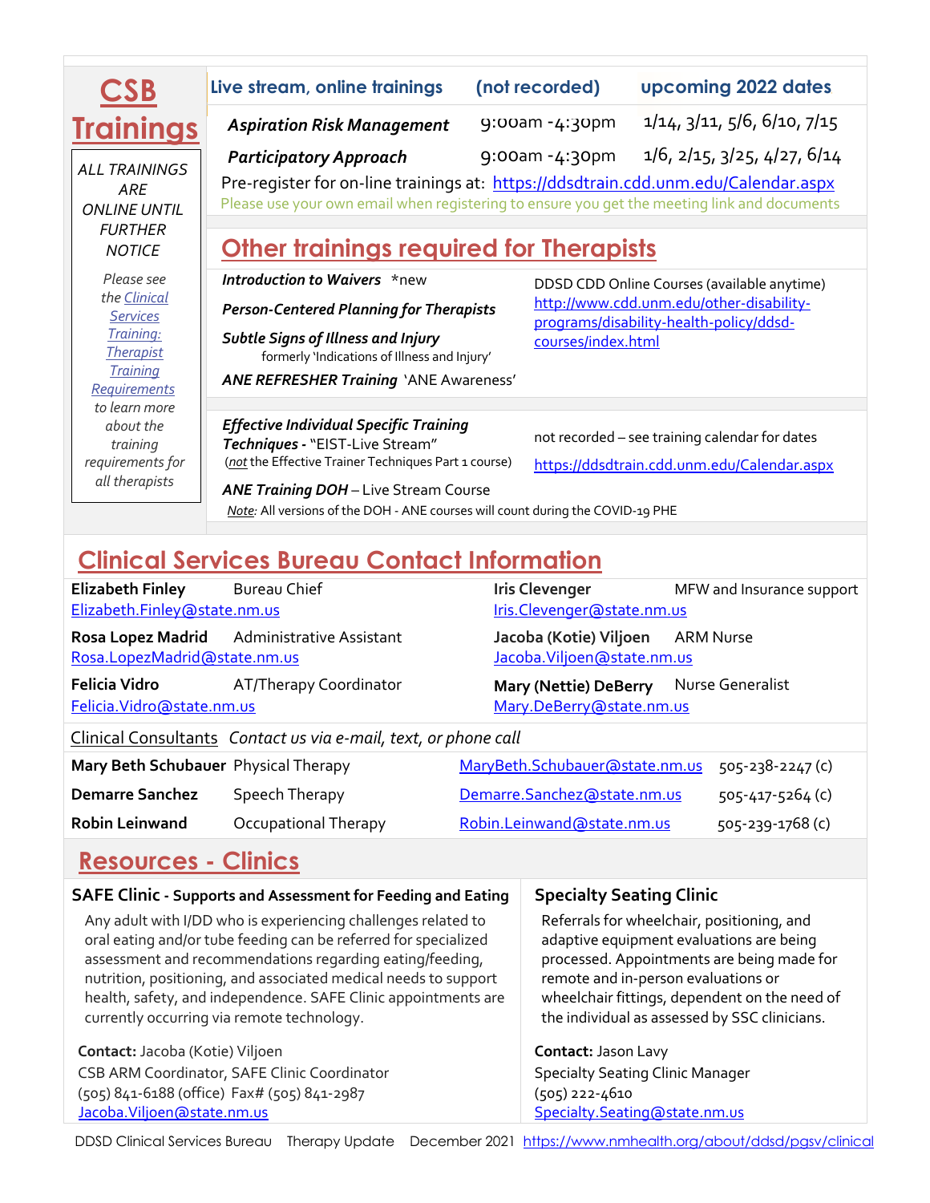# CSB Trainings

*ALL TRAININGS ARE ONLINE UNTIL FURTHER NOTICE*

*Please see the [Clinical Services Training: Therapist Training Requirements] to learn more about the training requirements for all therapists*

| Live stream, online trainings | (not recorded) | upcoming 2022 dates |
|---|---|---|
| ***Aspiration Risk Management*** | 9:00am -4:30pm | 1/14, 3/11, 5/6, 6/10, 7/15 |
| ***Participatory Approach*** | 9:00am -4:30pm | 1/6, 2/15, 3/25, 4/27, 6/14 |

Pre-register for on-line trainings at: https://ddsdtrain.cdd.unm.edu/Calendar.aspx

Please use your own email when registering to ensure you get the meeting link and documents

## Other trainings required for Therapists

***Introduction to Waivers*** *new

***Person-Centered Planning for Therapists***

***Subtle Signs of Illness and Injury***
formerly 'Indications of Illness and Injury'

***ANE REFRESHER Training*** 'ANE Awareness'

DDSD CDD Online Courses (available anytime)
http://www.cdd.unm.edu/other-disability-programs/disability-health-policy/ddsd-courses/index.html

***Effective Individual Specific Training Techniques*** - "EIST-Live Stream"
(*not* the Effective Trainer Techniques Part 1 course)

***ANE Training DOH*** – Live Stream Course

not recorded – see training calendar for dates
https://ddsdtrain.cdd.unm.edu/Calendar.aspx

*Note:* All versions of the DOH - ANE courses will count during the COVID-19 PHE

## Clinical Services Bureau Contact Information

**Elizabeth Finley** Bureau Chief
Elizabeth.Finley@state.nm.us

**Rosa Lopez Madrid** Administrative Assistant
Rosa.LopezMadrid@state.nm.us

**Felicia Vidro** AT/Therapy Coordinator
Felicia.Vidro@state.nm.us

**Iris Clevenger** MFW and Insurance support
Iris.Clevenger@state.nm.us

**Jacoba (Kotie) Viljoen** ARM Nurse
Jacoba.Viljoen@state.nm.us

**Mary (Nettie) DeBerry** Nurse Generalist
Mary.DeBerry@state.nm.us

Clinical Consultants *Contact us via e-mail, text, or phone call*

| | | | |
|---|---|---|---|
| **Mary Beth Schubauer** | Physical Therapy | MaryBeth.Schubauer@state.nm.us | 505-238-2247 (c) |
| **Demarre Sanchez** | Speech Therapy | Demarre.Sanchez@state.nm.us | 505-417-5264 (c) |
| **Robin Leinwand** | Occupational Therapy | Robin.Leinwand@state.nm.us | 505-239-1768 (c) |

## Resources - Clinics

### SAFE Clinic - Supports and Assessment for Feeding and Eating

Any adult with I/DD who is experiencing challenges related to oral eating and/or tube feeding can be referred for specialized assessment and recommendations regarding eating/feeding, nutrition, positioning, and associated medical needs to support health, safety, and independence. SAFE Clinic appointments are currently occurring via remote technology.

**Contact:** Jacoba (Kotie) Viljoen
CSB ARM Coordinator, SAFE Clinic Coordinator
(505) 841-6188 (office) Fax# (505) 841-2987
Jacoba.Viljoen@state.nm.us

### Specialty Seating Clinic

Referrals for wheelchair, positioning, and adaptive equipment evaluations are being processed. Appointments are being made for remote and in-person evaluations or wheelchair fittings, dependent on the need of the individual as assessed by SSC clinicians.

**Contact:** Jason Lavy
Specialty Seating Clinic Manager
(505) 222-4610
Specialty.Seating@state.nm.us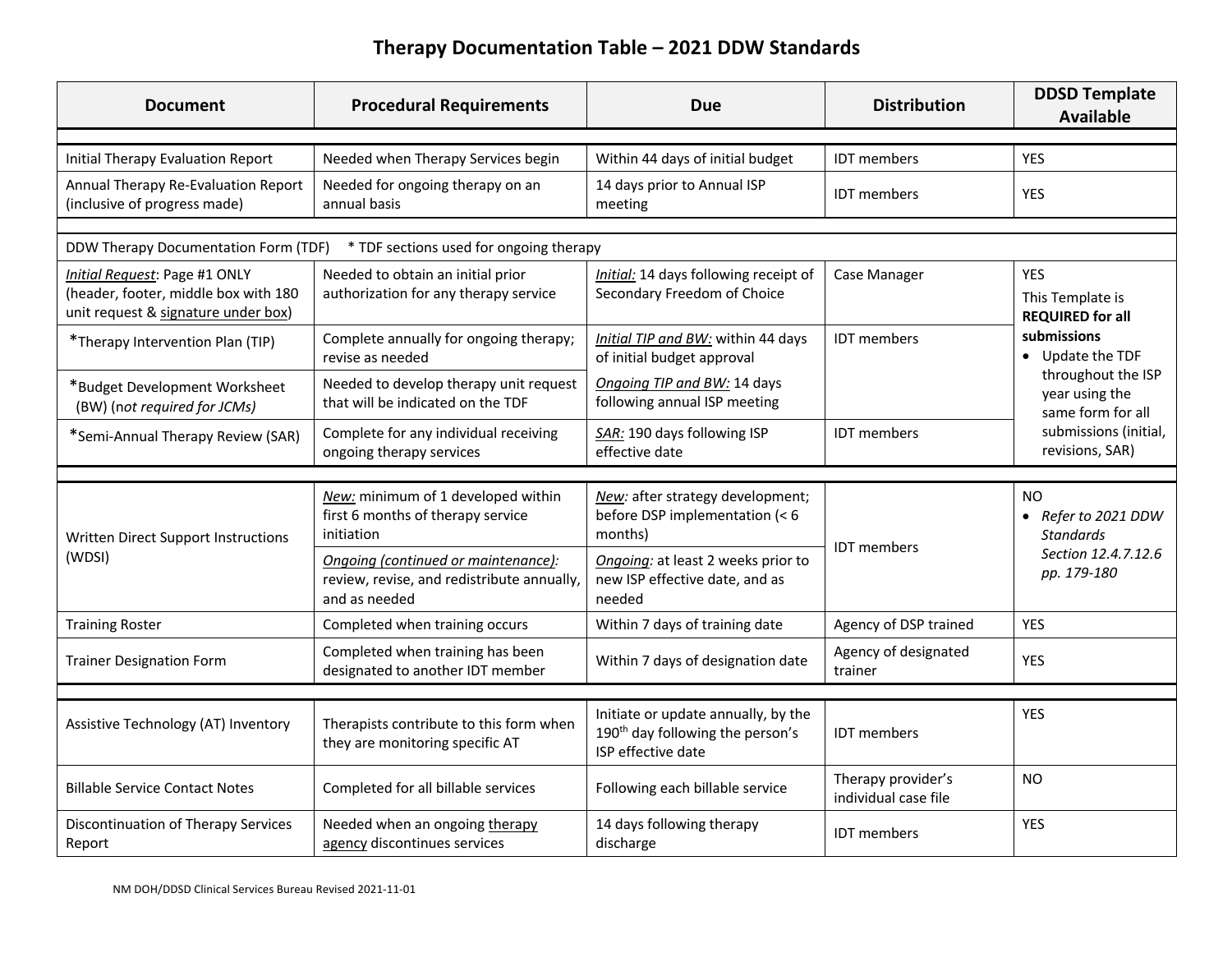# Therapy Documentation Table – 2021 DDW Standards

| Document | Procedural Requirements | Due | Distribution | DDSD Template Available |
|---|---|---|---|---|
| Initial Therapy Evaluation Report | Needed when Therapy Services begin | Within 44 days of initial budget | IDT members | YES |
| Annual Therapy Re-Evaluation Report (inclusive of progress made) | Needed for ongoing therapy on an annual basis | 14 days prior to Annual ISP meeting | IDT members | YES |
| DDW Therapy Documentation Form (TDF) * TDF sections used for ongoing therapy | | | | |
| *Initial Request*: Page #1 ONLY (header, footer, middle box with 180 unit request & signature under box) | Needed to obtain an initial prior authorization for any therapy service | *Initial:* 14 days following receipt of Secondary Freedom of Choice | Case Manager | YES<br>This Template is **REQUIRED for all submissions**<br>• Update the TDF throughout the ISP year using the same form for all submissions (initial, revisions, SAR) |
| *Therapy Intervention Plan (TIP) | Complete annually for ongoing therapy; revise as needed | *Initial TIP and BW:* within 44 days of initial budget approval | IDT members | |
| *Budget Development Worksheet (BW) (*not required for JCMs)* | Needed to develop therapy unit request that will be indicated on the TDF | *Ongoing TIP and BW:* 14 days following annual ISP meeting | | |
| *Semi-Annual Therapy Review (SAR) | Complete for any individual receiving ongoing therapy services | *SAR:* 190 days following ISP effective date | IDT members | |
| Written Direct Support Instructions (WDSI) | *New:* minimum of 1 developed within first 6 months of therapy service initiation | *New*: after strategy development; before DSP implementation (< 6 months) | IDT members | NO<br>• *Refer to 2021 DDW Standards Section 12.4.7.12.6 pp. 179-180* |
| | *Ongoing (continued or maintenance):* review, revise, and redistribute annually, and as needed | *Ongoing*: at least 2 weeks prior to new ISP effective date, and as needed | | |
| Training Roster | Completed when training occurs | Within 7 days of training date | Agency of DSP trained | YES |
| Trainer Designation Form | Completed when training has been designated to another IDT member | Within 7 days of designation date | Agency of designated trainer | YES |
| Assistive Technology (AT) Inventory | Therapists contribute to this form when they are monitoring specific AT | Initiate or update annually, by the 190th day following the person's ISP effective date | IDT members | YES |
| Billable Service Contact Notes | Completed for all billable services | Following each billable service | Therapy provider's individual case file | NO |
| Discontinuation of Therapy Services Report | Needed when an ongoing therapy agency discontinues services | 14 days following therapy discharge | IDT members | YES |

NM DOH/DDSD Clinical Services Bureau Revised 2021-11-01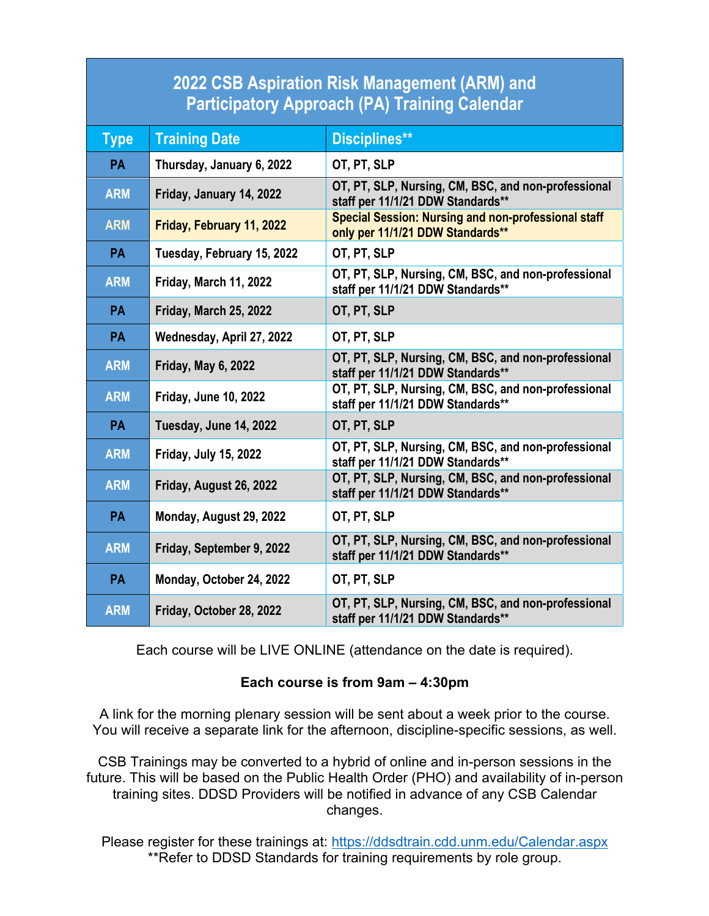# 2022 CSB Aspiration Risk Management (ARM) and Participatory Approach (PA) Training Calendar

| Type | Training Date | Disciplines** |
|---|---|---|
| PA | Thursday, January 6, 2022 | OT, PT, SLP |
| ARM | Friday, January 14, 2022 | OT, PT, SLP, Nursing, CM, BSC, and non-professional staff per 11/1/21 DDW Standards** |
| ARM | Friday, February 11, 2022 | Special Session: Nursing and non-professional staff only per 11/1/21 DDW Standards** |
| PA | Tuesday, February 15, 2022 | OT, PT, SLP |
| ARM | Friday, March 11, 2022 | OT, PT, SLP, Nursing, CM, BSC, and non-professional staff per 11/1/21 DDW Standards** |
| PA | Friday, March 25, 2022 | OT, PT, SLP |
| PA | Wednesday, April 27, 2022 | OT, PT, SLP |
| ARM | Friday, May 6, 2022 | OT, PT, SLP, Nursing, CM, BSC, and non-professional staff per 11/1/21 DDW Standards** |
| ARM | Friday, June 10, 2022 | OT, PT, SLP, Nursing, CM, BSC, and non-professional staff per 11/1/21 DDW Standards** |
| PA | Tuesday, June 14, 2022 | OT, PT, SLP |
| ARM | Friday, July 15, 2022 | OT, PT, SLP, Nursing, CM, BSC, and non-professional staff per 11/1/21 DDW Standards** |
| ARM | Friday, August 26, 2022 | OT, PT, SLP, Nursing, CM, BSC, and non-professional staff per 11/1/21 DDW Standards** |
| PA | Monday, August 29, 2022 | OT, PT, SLP |
| ARM | Friday, September 9, 2022 | OT, PT, SLP, Nursing, CM, BSC, and non-professional staff per 11/1/21 DDW Standards** |
| PA | Monday, October 24, 2022 | OT, PT, SLP |
| ARM | Friday, October 28, 2022 | OT, PT, SLP, Nursing, CM, BSC, and non-professional staff per 11/1/21 DDW Standards** |

Each course will be LIVE ONLINE (attendance on the date is required).

**Each course is from 9am – 4:30pm**

A link for the morning plenary session will be sent about a week prior to the course. You will receive a separate link for the afternoon, discipline-specific sessions, as well.

CSB Trainings may be converted to a hybrid of online and in-person sessions in the future. This will be based on the Public Health Order (PHO) and availability of in-person training sites. DDSD Providers will be notified in advance of any CSB Calendar changes.

Please register for these trainings at: https://ddsdtrain.cdd.unm.edu/Calendar.aspx

**Refer to DDSD Standards for training requirements by role group.